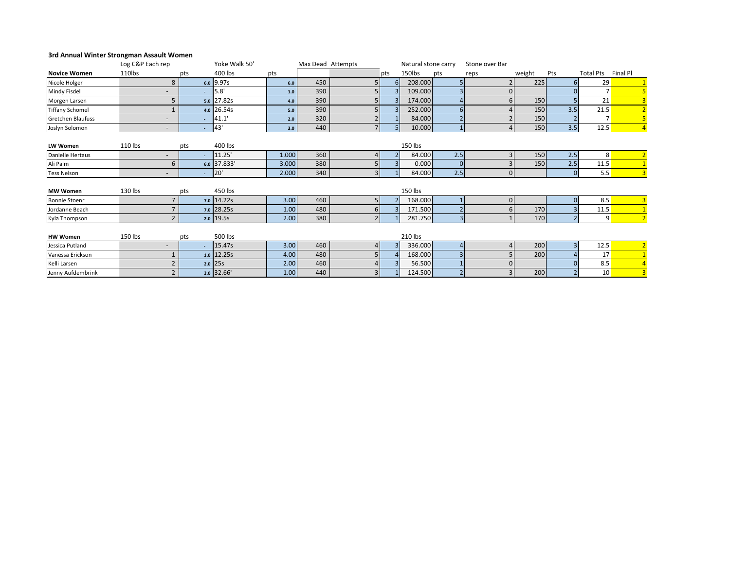### 3rd Annual Winter Strongman Assault Women

| | Log C&P Each rep | | Yoke Walk 50' | | Max Dead | Attempts | | Natural stone carry | | Stone over Bar | | | | |
|---|---|---|---|---|---|---|---|---|---|---|---|---|---|---|
| **Novice Women** | 110lbs | pts | 400 lbs | pts | | | pts | 150lbs | pts | reps | weight | Pts | Total Pts | Final Pl |
| Nicole Holger | 8 | 6.0 | 9.97s | 6.0 | 450 | 5 | 6 | 208.000 | 5 | 2 | 225 | 6 | 29 | 1 |
| Mindy Fisdel | - | - | 5.8' | 1.0 | 390 | 5 | 3 | 109.000 | 3 | 0 | | 0 | 7 | 5 |
| Morgen Larsen | 5 | 5.0 | 27.82s | 4.0 | 390 | 5 | 3 | 174.000 | 4 | 6 | 150 | 5 | 21 | 3 |
| Tiffany Schomel | 1 | 4.0 | 26.54s | 5.0 | 390 | 5 | 3 | 252.000 | 6 | 4 | 150 | 3.5 | 21.5 | 2 |
| Gretchen Blaufuss | - | - | 41.1' | 2.0 | 320 | 2 | 1 | 84.000 | 2 | 2 | 150 | 2 | 7 | 5 |
| Joslyn Solomon | - | - | 43' | 3.0 | 440 | 7 | 5 | 10.000 | 1 | 4 | 150 | 3.5 | 12.5 | 4 |
| | | | | | | | | | | | | | | |
| **LW Women** | 110 lbs | pts | 400 lbs | | | | | 150 lbs | | | | | | |
| Danielle Hertaus | - | - | 11.25' | 1.000 | 360 | 4 | 2 | 84.000 | 2.5 | 3 | 150 | 2.5 | 8 | 2 |
| Ali Palm | 6 | 6.0 | 37.833' | 3.000 | 380 | 5 | 3 | 0.000 | 0 | 3 | 150 | 2.5 | 11.5 | 1 |
| Tess Nelson | - | - | 20' | 2.000 | 340 | 3 | 1 | 84.000 | 2.5 | 0 | | 0 | 5.5 | 3 |
| | | | | | | | | | | | | | | |
| **MW Women** | 130 lbs | pts | 450 lbs | | | | | 150 lbs | | | | | | |
| Bonnie Stoenr | 7 | 7.0 | 14.22s | 3.00 | 460 | 5 | 2 | 168.000 | 1 | 0 | | 0 | 8.5 | 3 |
| Jordanne Beach | 7 | 7.0 | 28.25s | 1.00 | 480 | 6 | 3 | 171.500 | 2 | 6 | 170 | 3 | 11.5 | 1 |
| Kyla Thompson | 2 | 2.0 | 19.5s | 2.00 | 380 | 2 | 1 | 281.750 | 3 | 1 | 170 | 2 | 9 | 2 |
| | | | | | | | | | | | | | | |
| **HW Women** | 150 lbs | pts | 500 lbs | | | | | 210 lbs | | | | | | |
| Jessica Putland | - | - | 15.47s | 3.00 | 460 | 4 | 3 | 336.000 | 4 | 4 | 200 | 3 | 12.5 | 2 |
| Vanessa Erickson | 1 | 1.0 | 12.25s | 4.00 | 480 | 5 | 4 | 168.000 | 3 | 5 | 200 | 4 | 17 | 1 |
| Kelli Larsen | 2 | 2.0 | 25s | 2.00 | 460 | 4 | 3 | 56.500 | 1 | 0 | | 0 | 8.5 | 4 |
| Jenny Aufdembrink | 2 | 2.0 | 32.66' | 1.00 | 440 | 3 | 1 | 124.500 | 2 | 3 | 200 | 2 | 10 | 3 |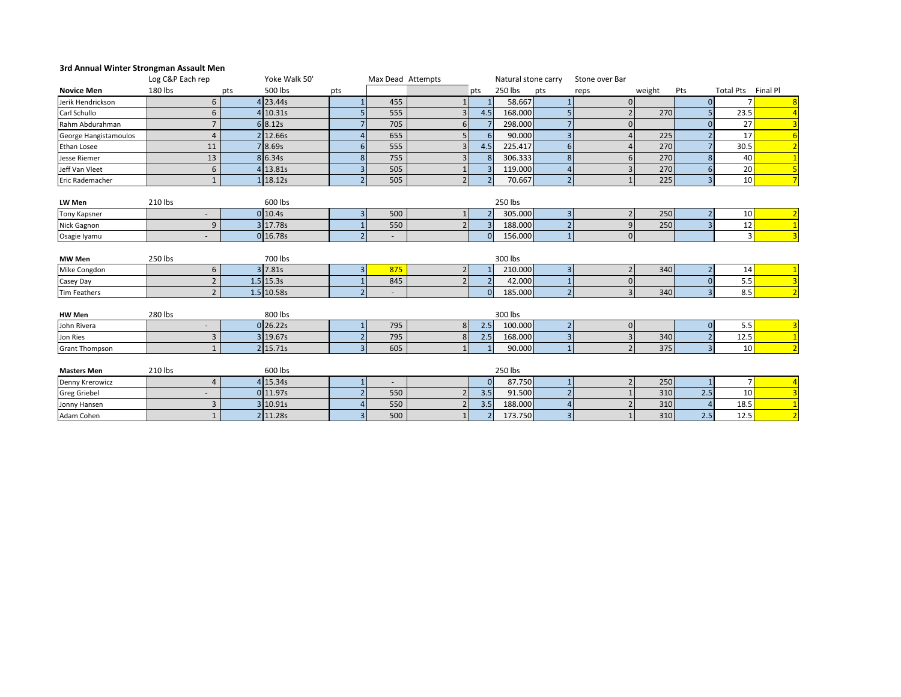### 3rd Annual Winter Strongman Assault Men

| | Log C&P Each rep | pts | Yoke Walk 50' | pts | Max Dead | Attempts | pts | Natural stone carry | pts | Stone over Bar | | | Total Pts | Final Pl |
|---|---|---|---|---|---|---|---|---|---|---|---|---|---|---|
| **Novice Men** | 180 lbs | | 500 lbs | | | | | 250 lbs | | reps | weight | Pts | | |
| Jerik Hendrickson | 6 | 4 | 23.44s | 1 | 455 | 1 | 1 | 58.667 | 1 | 0 | | 0 | 7 | 8 |
| Carl Schullo | 6 | 4 | 10.31s | 5 | 555 | 3 | 4.5 | 168.000 | 5 | 2 | 270 | 5 | 23.5 | 4 |
| Rahm Abdurahman | 7 | 6 | 8.12s | 7 | 705 | 6 | 7 | 298.000 | 7 | 0 | | 0 | 27 | 3 |
| George Hangistamoulos | 4 | 2 | 12.66s | 4 | 655 | 5 | 6 | 90.000 | 3 | 4 | 225 | 2 | 17 | 6 |
| Ethan Losee | 11 | 7 | 8.69s | 6 | 555 | 3 | 4.5 | 225.417 | 6 | 4 | 270 | 7 | 30.5 | 2 |
| Jesse Riemer | 13 | 8 | 6.34s | 8 | 755 | 3 | 8 | 306.333 | 8 | 6 | 270 | 8 | 40 | 1 |
| Jeff Van Vleet | 6 | 4 | 13.81s | 3 | 505 | 1 | 3 | 119.000 | 4 | 3 | 270 | 6 | 20 | 5 |
| Eric Rademacher | 1 | 1 | 18.12s | 2 | 505 | 2 | 2 | 70.667 | 2 | 1 | 225 | 3 | 10 | 7 |
| **LW Men** | 210 lbs | | 600 lbs | | | | | 250 lbs | | | | | | |
| Tony Kapsner | - | 0 | 10.4s | 3 | 500 | 1 | 2 | 305.000 | 3 | 2 | 250 | 2 | 10 | 2 |
| Nick Gagnon | 9 | 3 | 17.78s | 1 | 550 | 2 | 3 | 188.000 | 2 | 9 | 250 | 3 | 12 | 1 |
| Osagie Iyamu | - | 0 | 16.78s | 2 | - | | 0 | 156.000 | 1 | 0 | | | 3 | 3 |
| **MW Men** | 250 lbs | | 700 lbs | | | | | 300 lbs | | | | | | |
| Mike Congdon | 6 | 3 | 7.81s | 3 | 875 | 2 | 1 | 210.000 | 3 | 2 | 340 | 2 | 14 | 1 |
| Casey Day | 2 | 1.5 | 15.3s | 1 | 845 | 2 | 2 | 42.000 | 1 | 0 | | 0 | 5.5 | 3 |
| Tim Feathers | 2 | 1.5 | 10.58s | 2 | - | | 0 | 185.000 | 2 | 3 | 340 | 3 | 8.5 | 2 |
| **HW Men** | 280 lbs | | 800 lbs | | | | | 300 lbs | | | | | | |
| John Rivera | - | 0 | 26.22s | 1 | 795 | 8 | 2.5 | 100.000 | 2 | 0 | | 0 | 5.5 | 3 |
| Jon Ries | 3 | 3 | 19.67s | 2 | 795 | 8 | 2.5 | 168.000 | 3 | 3 | 340 | 2 | 12.5 | 1 |
| Grant Thompson | 1 | 2 | 15.71s | 3 | 605 | 1 | 1 | 90.000 | 1 | 2 | 375 | 3 | 10 | 2 |
| **Masters Men** | 210 lbs | | 600 lbs | | | | | 250 lbs | | | | | | |
| Denny Krerowicz | 4 | 4 | 15.34s | 1 | - | | 0 | 87.750 | 1 | 2 | 250 | 1 | 7 | 4 |
| Greg Griebel | - | 0 | 11.97s | 2 | 550 | 2 | 3.5 | 91.500 | 2 | 1 | 310 | 2.5 | 10 | 3 |
| Jonny Hansen | 3 | 3 | 10.91s | 4 | 550 | 2 | 3.5 | 188.000 | 4 | 2 | 310 | 4 | 18.5 | 1 |
| Adam Cohen | 1 | 2 | 11.28s | 3 | 500 | 1 | 2 | 173.750 | 3 | 1 | 310 | 2.5 | 12.5 | 2 |